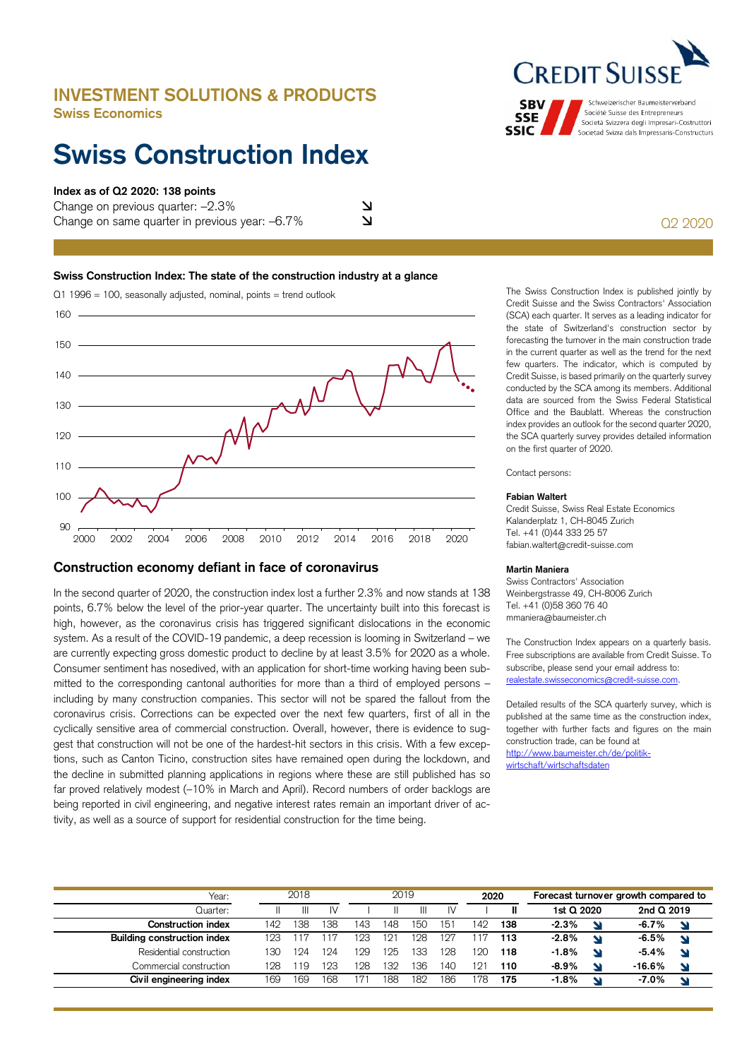# INVESTMENT SOLUTIONS & PRODUCTS

Swiss Economics

# Swiss Construction Index

**Index as of Q2 2020: 138 points**

Change on previous quarter: –2.3% ↘

Change on same quarter in previous year: –6.7% ↘

Q2 2020

**Swiss Construction Index: The state of the construction industry at a glance**

Q1 1996 = 100, seasonally adjusted, nominal, points = trend outlook

The Swiss Construction Index is published jointly by Credit Suisse and the Swiss Contractors' Association (SCA) each quarter. It serves as a leading indicator for the state of Switzerland's construction sector by forecasting the turnover in the main construction trade in the current quarter as well as the trend for the next few quarters. The indicator, which is computed by Credit Suisse, is based primarily on the quarterly survey conducted by the SCA among its members. Additional data are sourced from the Swiss Federal Statistical Office and the Baublatt. Whereas the construction index provides an outlook for the second quarter 2020, the SCA quarterly survey provides detailed information on the first quarter of 2020.

Contact persons:

**Fabian Waltert**
Credit Suisse, Swiss Real Estate Economics
Kalanderplatz 1, CH-8045 Zurich
Tel. +41 (0)44 333 25 57
fabian.waltert@credit-suisse.com

**Martin Maniera**
Swiss Contractors' Association
Weinbergstrasse 49, CH-8006 Zurich
Tel. +41 (0)58 360 76 40
mmaniera@baumeister.ch

The Construction Index appears on a quarterly basis. Free subscriptions are available from Credit Suisse. To subscribe, please send your email address to: realestate.swisseconomics@credit-suisse.com.

Detailed results of the SCA quarterly survey, which is published at the same time as the construction index, together with further facts and figures on the main construction trade, can be found at http://www.baumeister.ch/de/politik-wirtschaft/wirtschaftsdaten

## Construction economy defiant in face of coronavirus

In the second quarter of 2020, the construction index lost a further 2.3% and now stands at 138 points, 6.7% below the level of the prior-year quarter. The uncertainty built into this forecast is high, however, as the coronavirus crisis has triggered significant dislocations in the economic system. As a result of the COVID-19 pandemic, a deep recession is looming in Switzerland – we are currently expecting gross domestic product to decline by at least 3.5% for 2020 as a whole. Consumer sentiment has nosedived, with an application for short-time working having been submitted to the corresponding cantonal authorities for more than a third of employed persons – including by many construction companies. This sector will not be spared the fallout from the coronavirus crisis. Corrections can be expected over the next few quarters, first of all in the cyclically sensitive area of commercial construction. Overall, however, there is evidence to suggest that construction will not be one of the hardest-hit sectors in this crisis. With a few exceptions, such as Canton Ticino, construction sites have remained open during the lockdown, and the decline in submitted planning applications in regions where these are still published has so far proved relatively modest (–10% in March and April). Record numbers of order backlogs are being reported in civil engineering, and negative interest rates remain an important driver of activity, as well as a source of support for residential construction for the time being.

| Year: | 2018 | | | 2019 | | | | 2020 | | Forecast turnover growth compared to | | | |
|---|---|---|---|---|---|---|---|---|---|---|---|---|---|
| Quarter: | II | III | IV | I | II | III | IV | I | **II** | 1st Q 2020 | | 2nd Q 2019 | |
| **Construction index** | 142 | 138 | 138 | 143 | 148 | 150 | 151 | 142 | **138** | **-2.3%** | ↘ | **-6.7%** | ↘ |
| **Building construction index** | 123 | 117 | 117 | 123 | 121 | 128 | 127 | 117 | **113** | **-2.8%** | ↘ | **-6.5%** | ↘ |
| Residential construction | 130 | 124 | 124 | 129 | 125 | 133 | 128 | 120 | **118** | **-1.8%** | ↘ | **-5.4%** | ↘ |
| Commercial construction | 128 | 119 | 123 | 128 | 132 | 136 | 140 | 121 | **110** | **-8.9%** | ↘ | **-16.6%** | ↘ |
| **Civil engineering index** | 169 | 169 | 168 | 171 | 188 | 182 | 186 | 178 | **175** | **-1.8%** | ↘ | **-7.0%** | ↘ |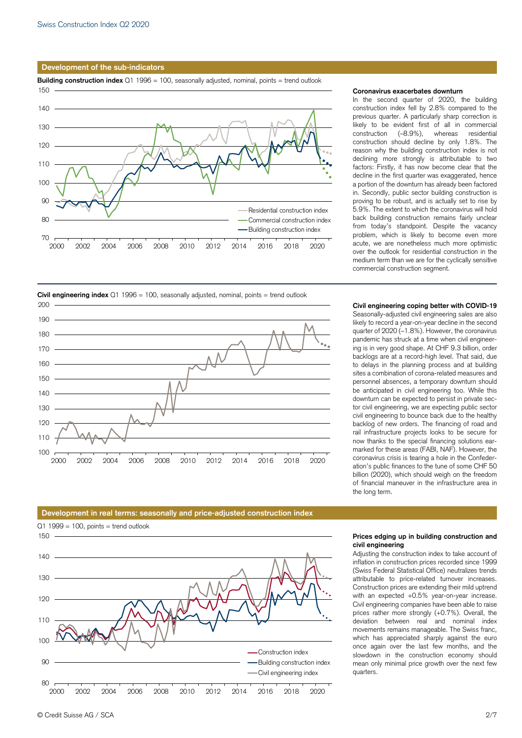## Development of the sub-indicators

**Building construction index** Q1 1996 = 100, seasonally adjusted, nominal, points = trend outlook

### Coronavirus exacerbates downturn

In the second quarter of 2020, the building construction index fell by 2.8% compared to the previous quarter. A particularly sharp correction is likely to be evident first of all in commercial construction (–8.9%), whereas residential construction should decline by only 1.8%. The reason why the building construction index is not declining more strongly is attributable to two factors: Firstly, it has now become clear that the decline in the first quarter was exaggerated, hence a portion of the downturn has already been factored in. Secondly, public sector building construction is proving to be robust, and is actually set to rise by 5.9%. The extent to which the coronavirus will hold back building construction remains fairly unclear from today's standpoint. Despite the vacancy problem, which is likely to become even more acute, we are nonetheless much more optimistic over the outlook for residential construction in the medium term than we are for the cyclically sensitive commercial construction segment.

**Civil engineering index** Q1 1996 = 100, seasonally adjusted, nominal, points = trend outlook

### Civil engineering coping better with COVID-19

Seasonally-adjusted civil engineering sales are also likely to record a year-on-year decline in the second quarter of 2020 (–1.8%). However, the coronavirus pandemic has struck at a time when civil engineering is in very good shape. At CHF 9.3 billion, order backlogs are at a record-high level. That said, due to delays in the planning process and at building sites a combination of corona-related measures and personnel absences, a temporary downturn should be anticipated in civil engineering too. While this downturn can be expected to persist in private sector civil engineering, we are expecting public sector civil engineering to bounce back due to the healthy backlog of new orders. The financing of road and rail infrastructure projects looks to be secure for now thanks to the special financing solutions earmarked for these areas (FABI, NAF). However, the coronavirus crisis is tearing a hole in the Confederation's public finances to the tune of some CHF 50 billion (2020), which should weigh on the freedom of financial maneuver in the infrastructure area in the long term.

## Development in real terms: seasonally and price-adjusted construction index

Q1 1999 = 100, points = trend outlook

### Prices edging up in building construction and civil engineering

Adjusting the construction index to take account of inflation in construction prices recorded since 1999 (Swiss Federal Statistical Office) neutralizes trends attributable to price-related turnover increases. Construction prices are extending their mild uptrend with an expected +0.5% year-on-year increase. Civil engineering companies have been able to raise prices rather more strongly (+0.7%). Overall, the deviation between real and nominal index movements remains manageable. The Swiss franc, which has appreciated sharply against the euro once again over the last few months, and the slowdown in the construction economy should mean only minimal price growth over the next few quarters.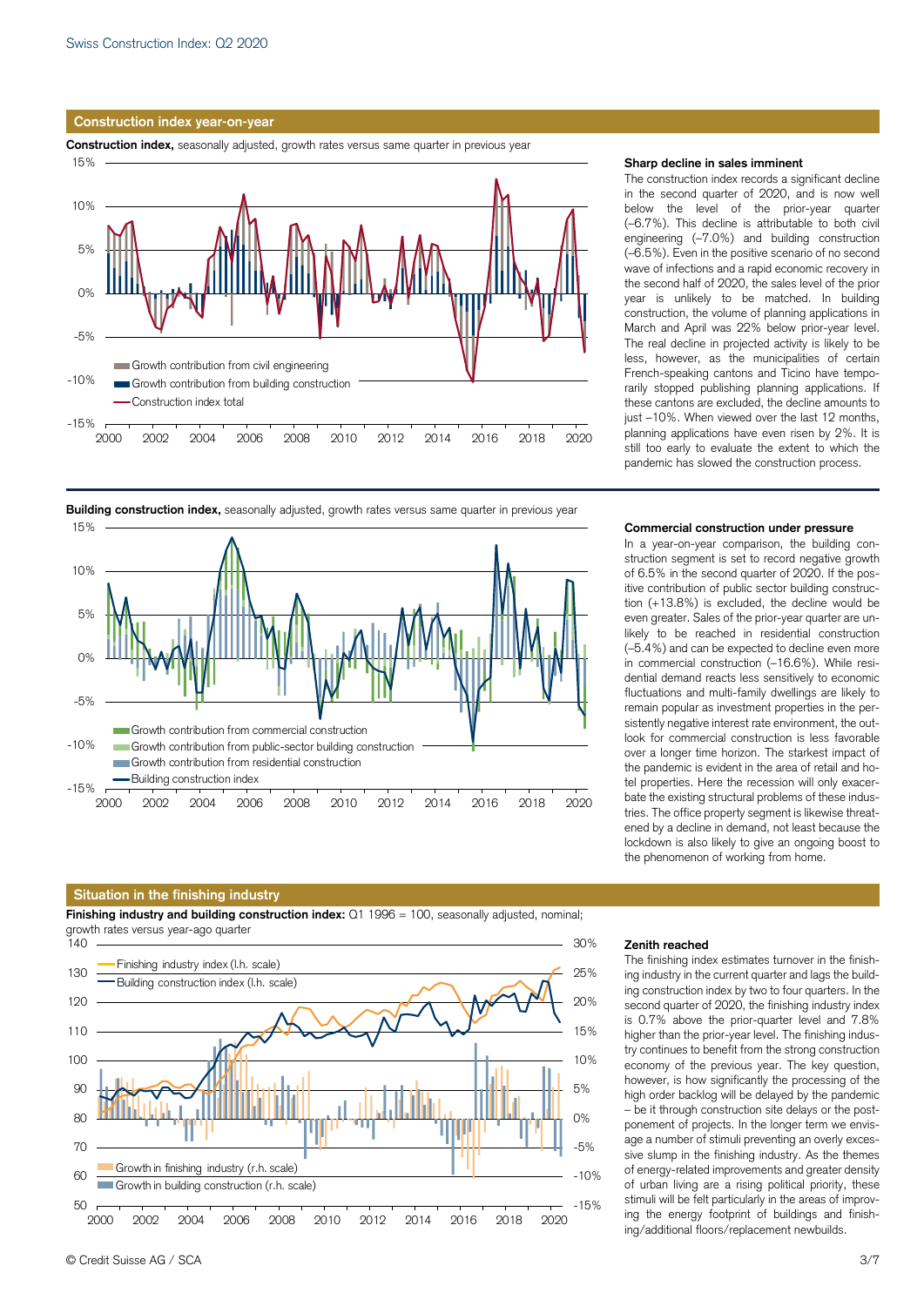## Construction index year-on-year

**Construction index,** seasonally adjusted, growth rates versus same quarter in previous year

### Sharp decline in sales imminent

The construction index records a significant decline in the second quarter of 2020, and is now well below the level of the prior-year quarter (–6.7%). This decline is attributable to both civil engineering (–7.0%) and building construction (–6.5%). Even in the positive scenario of no second wave of infections and a rapid economic recovery in the second half of 2020, the sales level of the prior year is unlikely to be matched. In building construction, the volume of planning applications in March and April was 22% below prior-year level. The real decline in projected activity is likely to be less, however, as the municipalities of certain French-speaking cantons and Ticino have temporarily stopped publishing planning applications. If these cantons are excluded, the decline amounts to just –10%. When viewed over the last 12 months, planning applications have even risen by 2%. It is still too early to evaluate the extent to which the pandemic has slowed the construction process.

**Building construction index,** seasonally adjusted, growth rates versus same quarter in previous year

### Commercial construction under pressure

In a year-on-year comparison, the building construction segment is set to record negative growth of 6.5% in the second quarter of 2020. If the positive contribution of public sector building construction (+13.8%) is excluded, the decline would be even greater. Sales of the prior-year quarter are unlikely to be reached in residential construction (–5.4%) and can be expected to decline even more in commercial construction (–16.6%). While residential demand reacts less sensitively to economic fluctuations and multi-family dwellings are likely to remain popular as investment properties in the persistently negative interest rate environment, the outlook for commercial construction is less favorable over a longer time horizon. The starkest impact of the pandemic is evident in the area of retail and hotel properties. Here the recession will only exacerbate the existing structural problems of these industries. The office property segment is likewise threatened by a decline in demand, not least because the lockdown is also likely to give an ongoing boost to the phenomenon of working from home.

## Situation in the finishing industry

**Finishing industry and building construction index:** Q1 1996 = 100, seasonally adjusted, nominal; growth rates versus year-ago quarter

### Zenith reached

The finishing index estimates turnover in the finishing industry in the current quarter and lags the building construction index by two to four quarters. In the second quarter of 2020, the finishing industry index is 0.7% above the prior-quarter level and 7.8% higher than the prior-year level. The finishing industry continues to benefit from the strong construction economy of the previous year. The key question, however, is how significantly the processing of the high order backlog will be delayed by the pandemic – be it through construction site delays or the postponement of projects. In the longer term we envisage a number of stimuli preventing an overly excessive slump in the finishing industry. As the themes of energy-related improvements and greater density of urban living are a rising political priority, these stimuli will be felt particularly in the areas of improving the energy footprint of buildings and finishing/additional floors/replacement newbuilds.

© Credit Suisse AG / SCA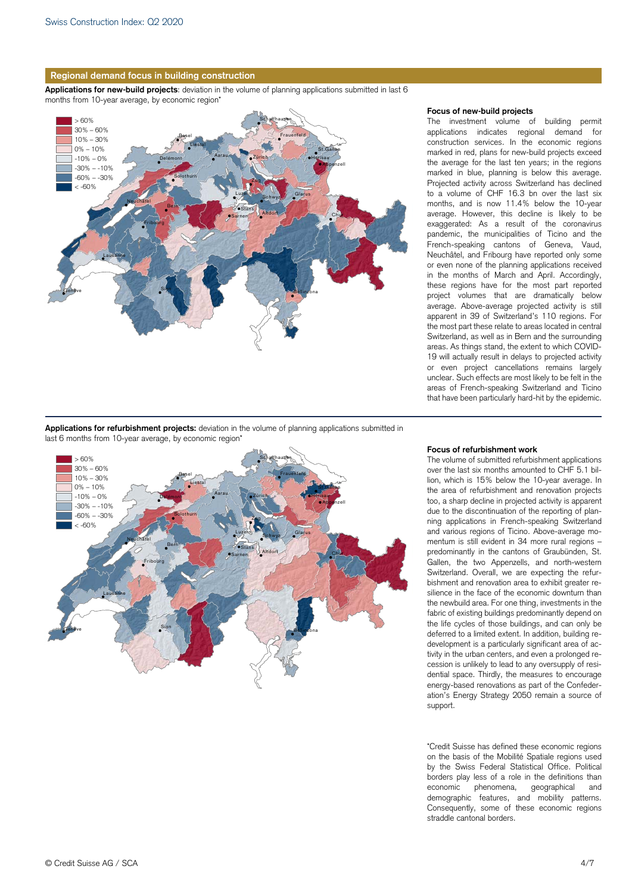## Regional demand focus in building construction

**Applications for new-build projects**: deviation in the volume of planning applications submitted in last 6 months from 10-year average, by economic region*

### Focus of new-build projects

The investment volume of building permit applications indicates regional demand for construction services. In the economic regions marked in red, plans for new-build projects exceed the average for the last ten years; in the regions marked in blue, planning is below this average. Projected activity across Switzerland has declined to a volume of CHF 16.3 bn over the last six months, and is now 11.4% below the 10-year average. However, this decline is likely to be exaggerated: As a result of the coronavirus pandemic, the municipalities of Ticino and the French-speaking cantons of Geneva, Vaud, Neuchâtel, and Fribourg have reported only some or even none of the planning applications received in the months of March and April. Accordingly, these regions have for the most part reported project volumes that are dramatically below average. Above-average projected activity is still apparent in 39 of Switzerland's 110 regions. For the most part these relate to areas located in central Switzerland, as well as in Bern and the surrounding areas. As things stand, the extent to which COVID-19 will actually result in delays to projected activity or even project cancellations remains largely unclear. Such effects are most likely to be felt in the areas of French-speaking Switzerland and Ticino that have been particularly hard-hit by the epidemic.

**Applications for refurbishment projects:** deviation in the volume of planning applications submitted in last 6 months from 10-year average, by economic region*

### Focus of refurbishment work

The volume of submitted refurbishment applications over the last six months amounted to CHF 5.1 billion, which is 15% below the 10-year average. In the area of refurbishment and renovation projects too, a sharp decline in projected activity is apparent due to the discontinuation of the reporting of planning applications in French-speaking Switzerland and various regions of Ticino. Above-average momentum is still evident in 34 more rural regions – predominantly in the cantons of Graubünden, St. Gallen, the two Appenzells, and north-western Switzerland. Overall, we are expecting the refurbishment and renovation area to exhibit greater resilience in the face of the economic downturn than the newbuild area. For one thing, investments in the fabric of existing buildings predominantly depend on the life cycles of those buildings, and can only be deferred to a limited extent. In addition, building redevelopment is a particularly significant area of activity in the urban centers, and even a prolonged recession is unlikely to lead to any oversupply of residential space. Thirdly, the measures to encourage energy-based renovations as part of the Confederation's Energy Strategy 2050 remain a source of support.

*Credit Suisse has defined these economic regions on the basis of the Mobilité Spatiale regions used by the Swiss Federal Statistical Office. Political borders play less of a role in the definitions than economic phenomena, geographical and demographic features, and mobility patterns. Consequently, some of these economic regions straddle cantonal borders.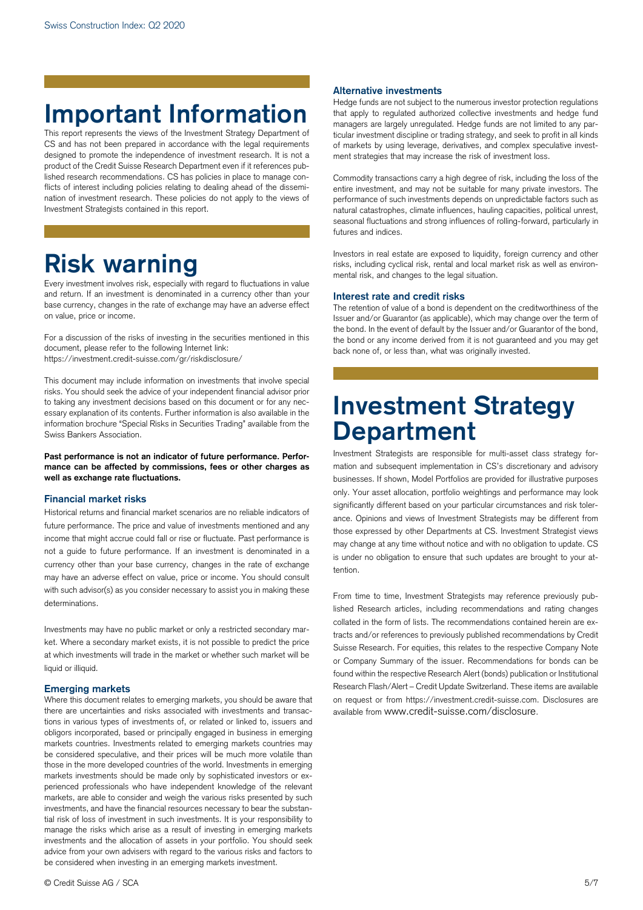# Important Information

This report represents the views of the Investment Strategy Department of CS and has not been prepared in accordance with the legal requirements designed to promote the independence of investment research. It is not a product of the Credit Suisse Research Department even if it references published research recommendations. CS has policies in place to manage conflicts of interest including policies relating to dealing ahead of the dissemination of investment research. These policies do not apply to the views of Investment Strategists contained in this report.

# Risk warning

Every investment involves risk, especially with regard to fluctuations in value and return. If an investment is denominated in a currency other than your base currency, changes in the rate of exchange may have an adverse effect on value, price or income.

For a discussion of the risks of investing in the securities mentioned in this document, please refer to the following Internet link:
https://investment.credit-suisse.com/gr/riskdisclosure/

This document may include information on investments that involve special risks. You should seek the advice of your independent financial advisor prior to taking any investment decisions based on this document or for any necessary explanation of its contents. Further information is also available in the information brochure "Special Risks in Securities Trading" available from the Swiss Bankers Association.

**Past performance is not an indicator of future performance. Performance can be affected by commissions, fees or other charges as well as exchange rate fluctuations.**

### Financial market risks

Historical returns and financial market scenarios are no reliable indicators of future performance. The price and value of investments mentioned and any income that might accrue could fall or rise or fluctuate. Past performance is not a guide to future performance. If an investment is denominated in a currency other than your base currency, changes in the rate of exchange may have an adverse effect on value, price or income. You should consult with such advisor(s) as you consider necessary to assist you in making these determinations.

Investments may have no public market or only a restricted secondary market. Where a secondary market exists, it is not possible to predict the price at which investments will trade in the market or whether such market will be liquid or illiquid.

### Emerging markets

Where this document relates to emerging markets, you should be aware that there are uncertainties and risks associated with investments and transactions in various types of investments of, or related or linked to, issuers and obligors incorporated, based or principally engaged in business in emerging markets countries. Investments related to emerging markets countries may be considered speculative, and their prices will be much more volatile than those in the more developed countries of the world. Investments in emerging markets investments should be made only by sophisticated investors or experienced professionals who have independent knowledge of the relevant markets, are able to consider and weigh the various risks presented by such investments, and have the financial resources necessary to bear the substantial risk of loss of investment in such investments. It is your responsibility to manage the risks which arise as a result of investing in emerging markets investments and the allocation of assets in your portfolio. You should seek advice from your own advisers with regard to the various risks and factors to be considered when investing in an emerging markets investment.

### Alternative investments

Hedge funds are not subject to the numerous investor protection regulations that apply to regulated authorized collective investments and hedge fund managers are largely unregulated. Hedge funds are not limited to any particular investment discipline or trading strategy, and seek to profit in all kinds of markets by using leverage, derivatives, and complex speculative investment strategies that may increase the risk of investment loss.

Commodity transactions carry a high degree of risk, including the loss of the entire investment, and may not be suitable for many private investors. The performance of such investments depends on unpredictable factors such as natural catastrophes, climate influences, hauling capacities, political unrest, seasonal fluctuations and strong influences of rolling-forward, particularly in futures and indices.

Investors in real estate are exposed to liquidity, foreign currency and other risks, including cyclical risk, rental and local market risk as well as environmental risk, and changes to the legal situation.

### Interest rate and credit risks

The retention of value of a bond is dependent on the creditworthiness of the Issuer and/or Guarantor (as applicable), which may change over the term of the bond. In the event of default by the Issuer and/or Guarantor of the bond, the bond or any income derived from it is not guaranteed and you may get back none of, or less than, what was originally invested.

# Investment Strategy Department

Investment Strategists are responsible for multi-asset class strategy formation and subsequent implementation in CS's discretionary and advisory businesses. If shown, Model Portfolios are provided for illustrative purposes only. Your asset allocation, portfolio weightings and performance may look significantly different based on your particular circumstances and risk tolerance. Opinions and views of Investment Strategists may be different from those expressed by other Departments at CS. Investment Strategist views may change at any time without notice and with no obligation to update. CS is under no obligation to ensure that such updates are brought to your attention.

From time to time, Investment Strategists may reference previously published Research articles, including recommendations and rating changes collated in the form of lists. The recommendations contained herein are extracts and/or references to previously published recommendations by Credit Suisse Research. For equities, this relates to the respective Company Note or Company Summary of the issuer. Recommendations for bonds can be found within the respective Research Alert (bonds) publication or Institutional Research Flash/Alert – Credit Update Switzerland. These items are available on request or from https://investment.credit-suisse.com. Disclosures are available from www.credit-suisse.com/disclosure.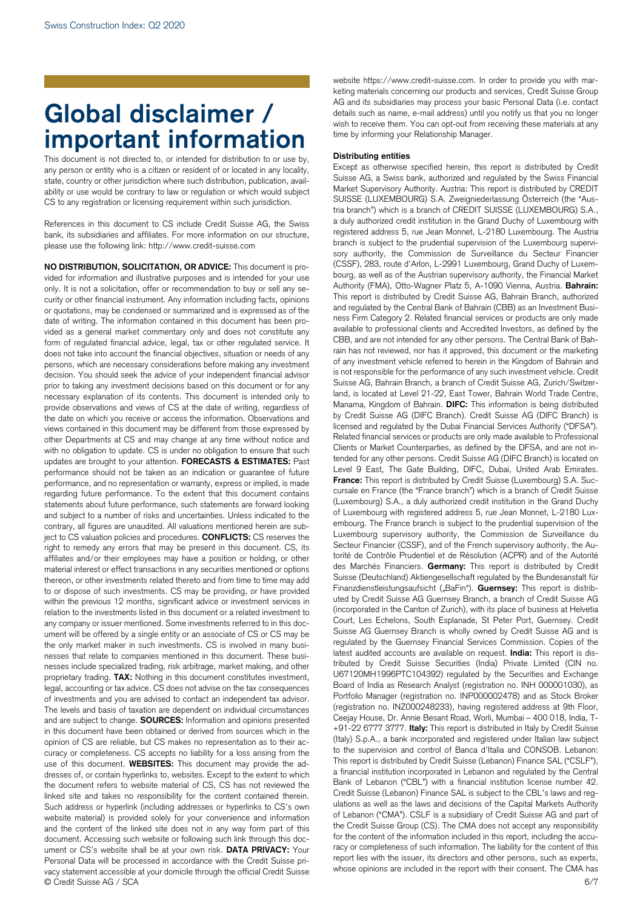# Global disclaimer / important information

This document is not directed to, or intended for distribution to or use by, any person or entity who is a citizen or resident of or located in any locality, state, country or other jurisdiction where such distribution, publication, availability or use would be contrary to law or regulation or which would subject CS to any registration or licensing requirement within such jurisdiction.

References in this document to CS include Credit Suisse AG, the Swiss bank, its subsidiaries and affiliates. For more information on our structure, please use the following link: http://www.credit-suisse.com

**NO DISTRIBUTION, SOLICITATION, OR ADVICE:** This document is provided for information and illustrative purposes and is intended for your use only. It is not a solicitation, offer or recommendation to buy or sell any security or other financial instrument. Any information including facts, opinions or quotations, may be condensed or summarized and is expressed as of the date of writing. The information contained in this document has been provided as a general market commentary only and does not constitute any form of regulated financial advice, legal, tax or other regulated service. It does not take into account the financial objectives, situation or needs of any persons, which are necessary considerations before making any investment decision. You should seek the advice of your independent financial advisor prior to taking any investment decisions based on this document or for any necessary explanation of its contents. This document is intended only to provide observations and views of CS at the date of writing, regardless of the date on which you receive or access the information. Observations and views contained in this document may be different from those expressed by other Departments at CS and may change at any time without notice and with no obligation to update. CS is under no obligation to ensure that such updates are brought to your attention. **FORECASTS & ESTIMATES:** Past performance should not be taken as an indication or guarantee of future performance, and no representation or warranty, express or implied, is made regarding future performance. To the extent that this document contains statements about future performance, such statements are forward looking and subject to a number of risks and uncertainties. Unless indicated to the contrary, all figures are unaudited. All valuations mentioned herein are subject to CS valuation policies and procedures. **CONFLICTS:** CS reserves the right to remedy any errors that may be present in this document. CS, its affiliates and/or their employees may have a position or holding, or other material interest or effect transactions in any securities mentioned or options thereon, or other investments related thereto and from time to time may add to or dispose of such investments. CS may be providing, or have provided within the previous 12 months, significant advice or investment services in relation to the investments listed in this document or a related investment to any company or issuer mentioned. Some investments referred to in this document will be offered by a single entity or an associate of CS or CS may be the only market maker in such investments. CS is involved in many businesses that relate to companies mentioned in this document. These businesses include specialized trading, risk arbitrage, market making, and other proprietary trading. **TAX:** Nothing in this document constitutes investment, legal, accounting or tax advice. CS does not advise on the tax consequences of investments and you are advised to contact an independent tax advisor. The levels and basis of taxation are dependent on individual circumstances and are subject to change. **SOURCES:** Information and opinions presented in this document have been obtained or derived from sources which in the opinion of CS are reliable, but CS makes no representation as to their accuracy or completeness. CS accepts no liability for a loss arising from the use of this document. **WEBSITES:** This document may provide the addresses of, or contain hyperlinks to, websites. Except to the extent to which the document refers to website material of CS, CS has not reviewed the linked site and takes no responsibility for the content contained therein. Such address or hyperlink (including addresses or hyperlinks to CS's own website material) is provided solely for your convenience and information and the content of the linked site does not in any way form part of this document. Accessing such website or following such link through this document or CS's website shall be at your own risk. **DATA PRIVACY:** Your Personal Data will be processed in accordance with the Credit Suisse privacy statement accessible at your domicile through the official Credit Suisse website https://www.credit-suisse.com. In order to provide you with marketing materials concerning our products and services, Credit Suisse Group AG and its subsidiaries may process your basic Personal Data (i.e. contact details such as name, e-mail address) until you notify us that you no longer wish to receive them. You can opt-out from receiving these materials at any time by informing your Relationship Manager.

**Distributing entities**

Except as otherwise specified herein, this report is distributed by Credit Suisse AG, a Swiss bank, authorized and regulated by the Swiss Financial Market Supervisory Authority. Austria: This report is distributed by CREDIT SUISSE (LUXEMBOURG) S.A. Zweigniederlassung Österreich (the "Austria branch") which is a branch of CREDIT SUISSE (LUXEMBOURG) S.A., a duly authorized credit institution in the Grand Duchy of Luxembourg with registered address 5, rue Jean Monnet, L-2180 Luxembourg. The Austria branch is subject to the prudential supervision of the Luxembourg supervisory authority, the Commission de Surveillance du Secteur Financier (CSSF), 283, route d'Arlon, L-2991 Luxembourg, Grand Duchy of Luxembourg, as well as of the Austrian supervisory authority, the Financial Market Authority (FMA), Otto-Wagner Platz 5, A-1090 Vienna, Austria. **Bahrain:** This report is distributed by Credit Suisse AG, Bahrain Branch, authorized and regulated by the Central Bank of Bahrain (CBB) as an Investment Business Firm Category 2. Related financial services or products are only made available to professional clients and Accredited Investors, as defined by the CBB, and are not intended for any other persons. The Central Bank of Bahrain has not reviewed, nor has it approved, this document or the marketing of any investment vehicle referred to herein in the Kingdom of Bahrain and is not responsible for the performance of any such investment vehicle. Credit Suisse AG, Bahrain Branch, a branch of Credit Suisse AG, Zurich/Switzerland, is located at Level 21-22, East Tower, Bahrain World Trade Centre, Manama, Kingdom of Bahrain. **DIFC:** This information is being distributed by Credit Suisse AG (DIFC Branch). Credit Suisse AG (DIFC Branch) is licensed and regulated by the Dubai Financial Services Authority ("DFSA"). Related financial services or products are only made available to Professional Clients or Market Counterparties, as defined by the DFSA, and are not intended for any other persons. Credit Suisse AG (DIFC Branch) is located on Level 9 East, The Gate Building, DIFC, Dubai, United Arab Emirates. **France:** This report is distributed by Credit Suisse (Luxembourg) S.A. Succursale en France (the "France branch") which is a branch of Credit Suisse (Luxembourg) S.A., a duly authorized credit institution in the Grand Duchy of Luxembourg with registered address 5, rue Jean Monnet, L-2180 Luxembourg. The France branch is subject to the prudential supervision of the Luxembourg supervisory authority, the Commission de Surveillance du Secteur Financier (CSSF), and of the French supervisory authority, the Autorité de Contrôle Prudentiel et de Résolution (ACPR) and of the Autorité des Marchés Financiers. **Germany:** This report is distributed by Credit Suisse (Deutschland) Aktiengesellschaft regulated by the Bundesanstalt für Finanzdienstleistungsaufsicht („BaFin"). **Guernsey:** This report is distributed by Credit Suisse AG Guernsey Branch, a branch of Credit Suisse AG (incorporated in the Canton of Zurich), with its place of business at Helvetia Court, Les Echelons, South Esplanade, St Peter Port, Guernsey. Credit Suisse AG Guernsey Branch is wholly owned by Credit Suisse AG and is regulated by the Guernsey Financial Services Commission. Copies of the latest audited accounts are available on request. **India:** This report is distributed by Credit Suisse Securities (India) Private Limited (CIN no. U67120MH1996PTC104392) regulated by the Securities and Exchange Board of India as Research Analyst (registration no. INH 000001030), as Portfolio Manager (registration no. INP000002478) and as Stock Broker (registration no. INZ000248233), having registered address at 9th Floor, Ceejay House, Dr. Annie Besant Road, Worli, Mumbai – 400 018, India, T- +91-22 6777 3777. **Italy:** This report is distributed in Italy by Credit Suisse (Italy) S.p.A., a bank incorporated and registered under Italian law subject to the supervision and control of Banca d'Italia and CONSOB. Lebanon: This report is distributed by Credit Suisse (Lebanon) Finance SAL ("CSLF"), a financial institution incorporated in Lebanon and regulated by the Central Bank of Lebanon ("CBL") with a financial institution license number 42. Credit Suisse (Lebanon) Finance SAL is subject to the CBL's laws and regulations as well as the laws and decisions of the Capital Markets Authority of Lebanon ("CMA"). CSLF is a subsidiary of Credit Suisse AG and part of the Credit Suisse Group (CS). The CMA does not accept any responsibility for the content of the information included in this report, including the accuracy or completeness of such information. The liability for the content of this report lies with the issuer, its directors and other persons, such as experts, whose opinions are included in the report with their consent. The CMA has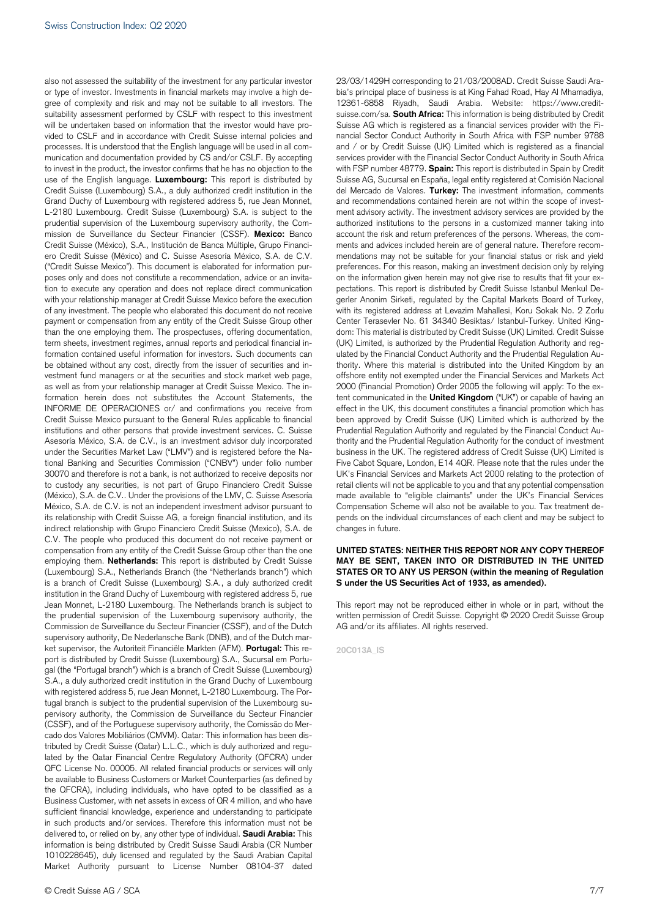also not assessed the suitability of the investment for any particular investor or type of investor. Investments in financial markets may involve a high degree of complexity and risk and may not be suitable to all investors. The suitability assessment performed by CSLF with respect to this investment will be undertaken based on information that the investor would have provided to CSLF and in accordance with Credit Suisse internal policies and processes. It is understood that the English language will be used in all communication and documentation provided by CS and/or CSLF. By accepting to invest in the product, the investor confirms that he has no objection to the use of the English language. **Luxembourg:** This report is distributed by Credit Suisse (Luxembourg) S.A., a duly authorized credit institution in the Grand Duchy of Luxembourg with registered address 5, rue Jean Monnet, L-2180 Luxembourg. Credit Suisse (Luxembourg) S.A. is subject to the prudential supervision of the Luxembourg supervisory authority, the Commission de Surveillance du Secteur Financier (CSSF). **Mexico:** Banco Credit Suisse (México), S.A., Institución de Banca Múltiple, Grupo Financiero Credit Suisse (México) and C. Suisse Asesoría México, S.A. de C.V. ("Credit Suisse Mexico"). This document is elaborated for information purposes only and does not constitute a recommendation, advice or an invitation to execute any operation and does not replace direct communication with your relationship manager at Credit Suisse Mexico before the execution of any investment. The people who elaborated this document do not receive payment or compensation from any entity of the Credit Suisse Group other than the one employing them. The prospectuses, offering documentation, term sheets, investment regimes, annual reports and periodical financial information contained useful information for investors. Such documents can be obtained without any cost, directly from the issuer of securities and investment fund managers or at the securities and stock market web page, as well as from your relationship manager at Credit Suisse Mexico. The information herein does not substitutes the Account Statements, the INFORME DE OPERACIONES or/ and confirmations you receive from Credit Suisse Mexico pursuant to the General Rules applicable to financial institutions and other persons that provide investment services. C. Suisse Asesoría México, S.A. de C.V., is an investment advisor duly incorporated under the Securities Market Law ("LMV") and is registered before the National Banking and Securities Commission ("CNBV") under folio number 30070 and therefore is not a bank, is not authorized to receive deposits nor to custody any securities, is not part of Grupo Financiero Credit Suisse (México), S.A. de C.V.. Under the provisions of the LMV, C. Suisse Asesoría México, S.A. de C.V. is not an independent investment advisor pursuant to its relationship with Credit Suisse AG, a foreign financial institution, and its indirect relationship with Grupo Financiero Credit Suisse (Mexico), S.A. de C.V. The people who produced this document do not receive payment or compensation from any entity of the Credit Suisse Group other than the one employing them. **Netherlands:** This report is distributed by Credit Suisse (Luxembourg) S.A., Netherlands Branch (the "Netherlands branch") which is a branch of Credit Suisse (Luxembourg) S.A., a duly authorized credit institution in the Grand Duchy of Luxembourg with registered address 5, rue Jean Monnet, L-2180 Luxembourg. The Netherlands branch is subject to the prudential supervision of the Luxembourg supervisory authority, the Commission de Surveillance du Secteur Financier (CSSF), and of the Dutch supervisory authority, De Nederlansche Bank (DNB), and of the Dutch market supervisor, the Autoriteit Financiële Markten (AFM). **Portugal:** This report is distributed by Credit Suisse (Luxembourg) S.A., Sucursal em Portugal (the "Portugal branch") which is a branch of Credit Suisse (Luxembourg) S.A., a duly authorized credit institution in the Grand Duchy of Luxembourg with registered address 5, rue Jean Monnet, L-2180 Luxembourg. The Portugal branch is subject to the prudential supervision of the Luxembourg supervisory authority, the Commission de Surveillance du Secteur Financier (CSSF), and of the Portuguese supervisory authority, the Comissão do Mercado dos Valores Mobiliários (CMVM). Qatar: This information has been distributed by Credit Suisse (Qatar) L.L.C., which is duly authorized and regulated by the Qatar Financial Centre Regulatory Authority (QFCRA) under QFC License No. 00005. All related financial products or services will only be available to Business Customers or Market Counterparties (as defined by the QFCRA), including individuals, who have opted to be classified as a Business Customer, with net assets in excess of QR 4 million, and who have sufficient financial knowledge, experience and understanding to participate in such products and/or services. Therefore this information must not be delivered to, or relied on by, any other type of individual. **Saudi Arabia:** This information is being distributed by Credit Suisse Saudi Arabia (CR Number 1010228645), duly licensed and regulated by the Saudi Arabian Capital Market Authority pursuant to License Number 08104-37 dated 23/03/1429H corresponding to 21/03/2008AD. Credit Suisse Saudi Arabia's principal place of business is at King Fahad Road, Hay Al Mhamadiya, 12361-6858 Riyadh, Saudi Arabia. Website: https://www.credit-suisse.com/sa. **South Africa:** This information is being distributed by Credit Suisse AG which is registered as a financial services provider with the Financial Sector Conduct Authority in South Africa with FSP number 9788 and / or by Credit Suisse (UK) Limited which is registered as a financial services provider with the Financial Sector Conduct Authority in South Africa with FSP number 48779. **Spain:** This report is distributed in Spain by Credit Suisse AG, Sucursal en España, legal entity registered at Comisión Nacional del Mercado de Valores. **Turkey:** The investment information, comments and recommendations contained herein are not within the scope of investment advisory activity. The investment advisory services are provided by the authorized institutions to the persons in a customized manner taking into account the risk and return preferences of the persons. Whereas, the comments and advices included herein are of general nature. Therefore recommendations may not be suitable for your financial status or risk and yield preferences. For this reason, making an investment decision only by relying on the information given herein may not give rise to results that fit your expectations. This report is distributed by Credit Suisse Istanbul Menkul Degerler Anonim Sirketi, regulated by the Capital Markets Board of Turkey, with its registered address at Levazim Mahallesi, Koru Sokak No. 2 Zorlu Center Terasevler No. 61 34340 Besiktas/ Istanbul-Turkey. United Kingdom: This material is distributed by Credit Suisse (UK) Limited. Credit Suisse (UK) Limited, is authorized by the Prudential Regulation Authority and regulated by the Financial Conduct Authority and the Prudential Regulation Authority. Where this material is distributed into the United Kingdom by an offshore entity not exempted under the Financial Services and Markets Act 2000 (Financial Promotion) Order 2005 the following will apply: To the extent communicated in the **United Kingdom** ("UK") or capable of having an effect in the UK, this document constitutes a financial promotion which has been approved by Credit Suisse (UK) Limited which is authorized by the Prudential Regulation Authority and regulated by the Financial Conduct Authority and the Prudential Regulation Authority for the conduct of investment business in the UK. The registered address of Credit Suisse (UK) Limited is Five Cabot Square, London, E14 4QR. Please note that the rules under the UK's Financial Services and Markets Act 2000 relating to the protection of retail clients will not be applicable to you and that any potential compensation made available to "eligible claimants" under the UK's Financial Services Compensation Scheme will also not be available to you. Tax treatment depends on the individual circumstances of each client and may be subject to changes in future.

**UNITED STATES: NEITHER THIS REPORT NOR ANY COPY THEREOF MAY BE SENT, TAKEN INTO OR DISTRIBUTED IN THE UNITED STATES OR TO ANY US PERSON (within the meaning of Regulation S under the US Securities Act of 1933, as amended).**

This report may not be reproduced either in whole or in part, without the written permission of Credit Suisse. Copyright © 2020 Credit Suisse Group AG and/or its affiliates. All rights reserved.

20C013A_IS